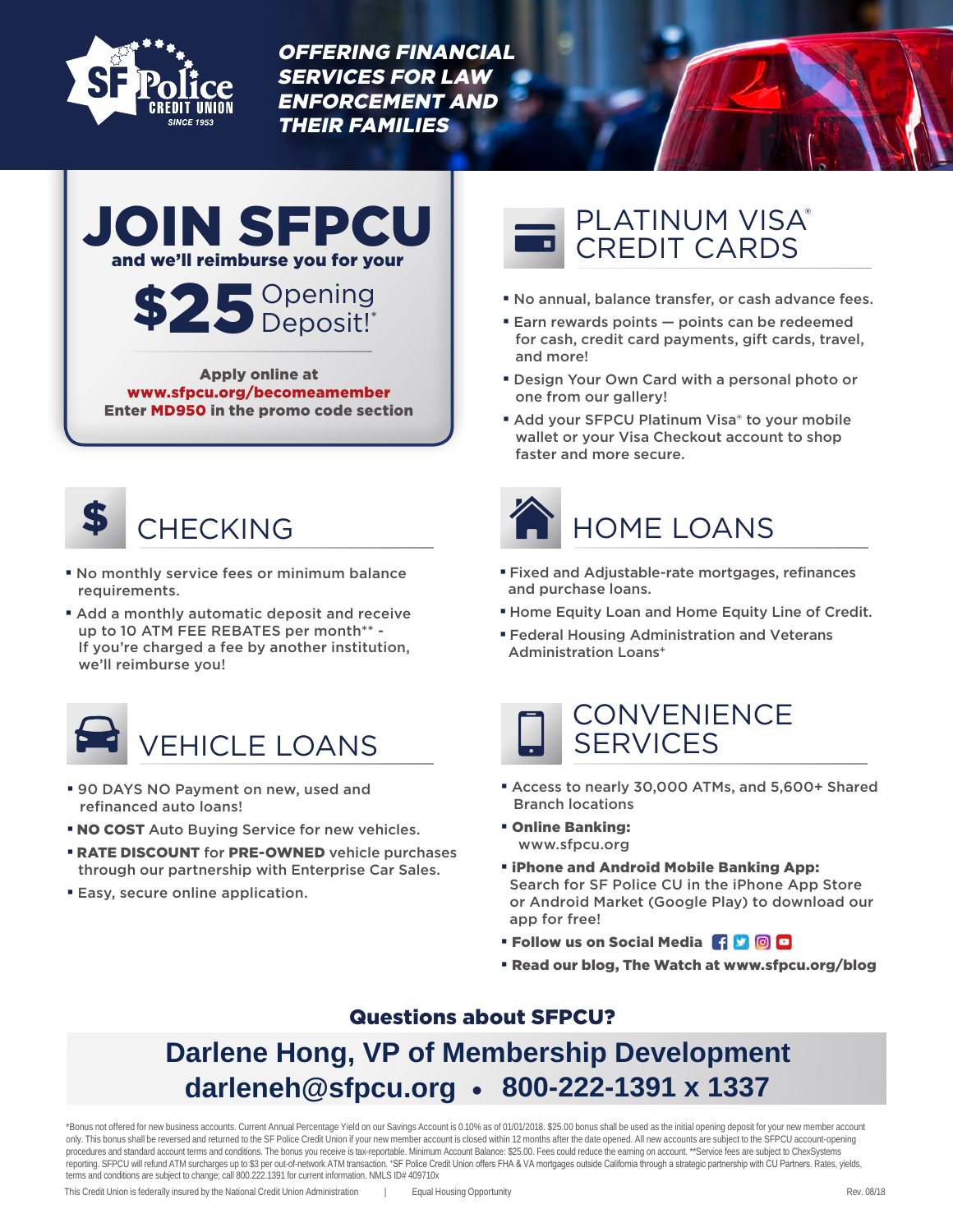SF Police CREDIT UNION
SINCE 1953

***OFFERING FINANCIAL SERVICES FOR LAW ENFORCEMENT AND THEIR FAMILIES***

# JOIN SFPCU

**and we'll reimburse your**

**$25** Opening Deposit!*

**Apply online at**
**www.sfpcu.org/becomeamember**
**Enter MD950 in the promo code section**

## CHECKING

- No monthly service fees or minimum balance requirements.
- Add a monthly automatic deposit and receive up to 10 ATM FEE REBATES per month** - If you're charged a fee by another institution, we'll reimburse you!

## VEHICLE LOANS

- 90 DAYS NO Payment on new, used and refinanced auto loans!
- **NO COST** Auto Buying Service for new vehicles.
- **RATE DISCOUNT** for **PRE-OWNED** vehicle purchases through our partnership with Enterprise Car Sales.
- Easy, secure online application.

## PLATINUM VISA® CREDIT CARDS

- No annual, balance transfer, or cash advance fees.
- Earn rewards points — points can be redeemed for cash, credit card payments, gift cards, travel, and more!
- Design Your Own Card with a personal photo or one from our gallery!
- Add your SFPCU Platinum Visa® to your mobile wallet or your Visa Checkout account to shop faster and more secure.

## HOME LOANS

- Fixed and Adjustable-rate mortgages, refinances and purchase loans.
- Home Equity Loan and Home Equity Line of Credit.
- Federal Housing Administration and Veterans Administration Loans+

## CONVENIENCE SERVICES

- Access to nearly 30,000 ATMs, and 5,600+ Shared Branch locations
- **Online Banking:** www.sfpcu.org
- **iPhone and Android Mobile Banking App:** Search for SF Police CU in the iPhone App Store or Android Market (Google Play) to download our app for free!
- **Follow us on Social Media**
- **Read our blog, The Watch at www.sfpcu.org/blog**

### Questions about SFPCU?

**Darlene Hong, VP of Membership Development**
**darleneh@sfpcu.org • 800-222-1391 x 1337**

*Bonus not offered for new business accounts. Current Annual Percentage Yield on our Savings Account is 0.10% as of 01/01/2018. $25.00 bonus shall be used as the initial opening deposit for your new member account only. This bonus shall be reversed and returned to the SF Police Credit Union if your new member account is closed within 12 months after the date opened. All new accounts are subject to the SFPCU account-opening procedures and standard account terms and conditions. The bonus you receive is tax-reportable. Minimum Account Balance: $25.00. Fees could reduce the earning on account. **Service fees are subject to ChexSystems reporting. SFPCU will refund ATM surcharges up to $3 per out-of-network ATM transaction. +SF Police Credit Union offers FHA & VA mortgages outside California through a strategic partnership with CU Partners. Rates, yields, terms and conditions are subject to change; call 800.222.1391 for current information. NMLS ID# 409710x

This Credit Union is federally insured by the National Credit Union Administration | Equal Housing Opportunity

Rev. 08/18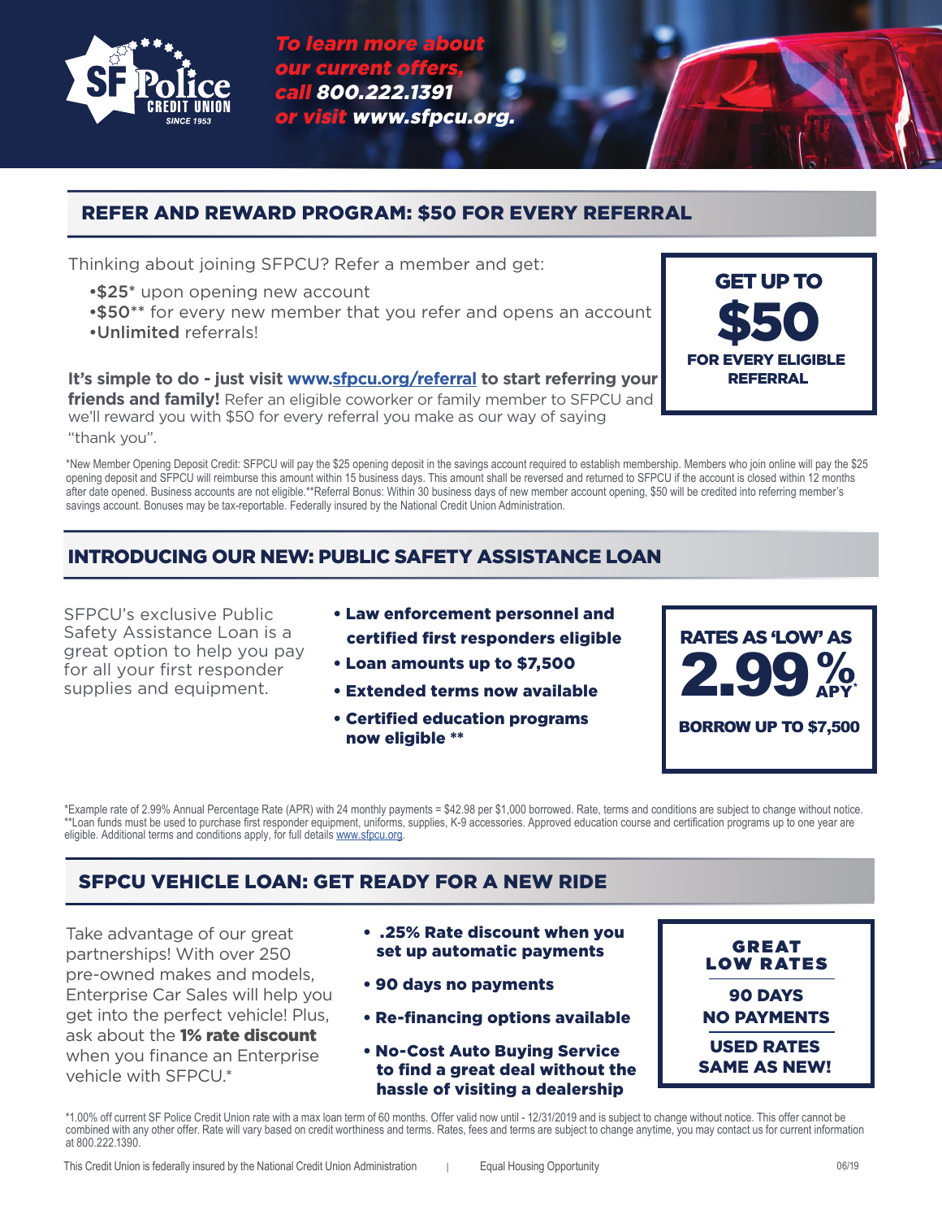SF Police CREDIT UNION SINCE 1953

*To learn more about our current offers, call* ***800.222.1391*** *or visit* ***www.sfpcu.org.***

## REFER AND REWARD PROGRAM: $50 FOR EVERY REFERRAL

Thinking about joining SFPCU? Refer a member and get:

- $25* upon opening new account
- $50** for every new member that you refer and opens an account
- **Unlimited** referrals!

**It's simple to do - just visit www.sfpcu.org/referral to start referring your friends and family!** Refer an eligible coworker or family member to SFPCU and we'll reward you with $50 for every referral you make as our way of saying "thank you".

**GET UP TO $50 FOR EVERY ELIGIBLE REFERRAL**

*New Member Opening Deposit Credit: SFPCU will pay the $25 opening deposit in the savings account required to establish membership. Members who join online will pay the $25 opening deposit and SFPCU will reimburse this amount within 15 business days. This amount shall be reversed and returned to SFPCU if the account is closed within 12 months after date opened. Business accounts are not eligible.**Referral Bonus: Within 30 business days of new member account opening, $50 will be credited into referring member's savings account. Bonuses may be tax-reportable. Federally insured by the National Credit Union Administration.

## INTRODUCING OUR NEW: PUBLIC SAFETY ASSISTANCE LOAN

SFPCU's exclusive Public Safety Assistance Loan is a great option to help you pay for all your first responder supplies and equipment.

- **Law enforcement personnel and certified first responders eligible**
- **Loan amounts up to $7,500**
- **Extended terms now available**
- **Certified education programs now eligible ****

**RATES AS 'LOW' AS 2.99% APY***
**BORROW UP TO $7,500**

*Example rate of 2.99% Annual Percentage Rate (APR) with 24 monthly payments = $42.98 per $1,000 borrowed. Rate, terms and conditions are subject to change without notice.
**Loan funds must be used to purchase first responder equipment, uniforms, supplies, K-9 accessories. Approved education course and certification programs up to one year are eligible. Additional terms and conditions apply, for full details www.sfpcu.org.

## SFPCU VEHICLE LOAN: GET READY FOR A NEW RIDE

Take advantage of our great partnerships! With over 250 pre-owned makes and models, Enterprise Car Sales will help you get into the perfect vehicle! Plus, ask about the **1% rate discount** when you finance an Enterprise vehicle with SFPCU.*

- **.25% Rate discount when you set up automatic payments**
- **90 days no payments**
- **Re-financing options available**
- **No-Cost Auto Buying Service to find a great deal without the hassle of visiting a dealership**

**GREAT LOW RATES**
**90 DAYS NO PAYMENTS**
**USED RATES SAME AS NEW!**

*1.00% off current SF Police Credit Union rate with a max loan term of 60 months. Offer valid now until - 12/31/2019 and is subject to change without notice. This offer cannot be combined with any other offer. Rate will vary based on credit worthiness and terms. Rates, fees and terms are subject to change anytime, you may contact us for current information at 800.222.1390.

This Credit Union is federally insured by the National Credit Union Administration | Equal Housing Opportunity

06/19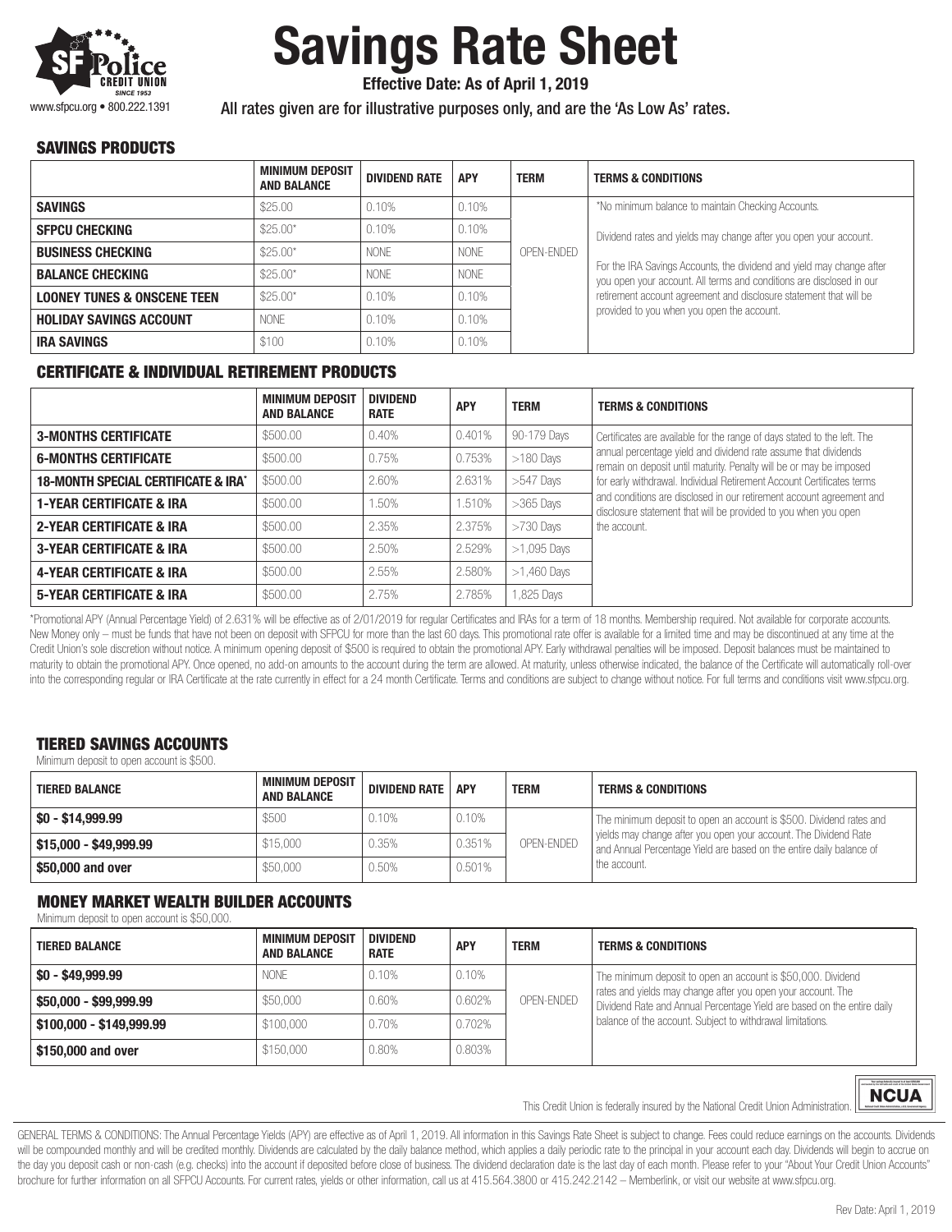SF Police CREDIT UNION SINCE 1953

www.sfpcu.org • 800.222.1391

# Savings Rate Sheet

**Effective Date: As of April 1, 2019**

All rates given are for illustrative purposes only, and are the 'As Low As' rates.

## SAVINGS PRODUCTS

| | MINIMUM DEPOSIT AND BALANCE | DIVIDEND RATE | APY | TERM | TERMS & CONDITIONS |
|---|---|---|---|---|---|
| **SAVINGS** | $25.00 | 0.10% | 0.10% | OPEN-ENDED | *No minimum balance to maintain Checking Accounts. Dividend rates and yields may change after you open your account. For the IRA Savings Accounts, the dividend and yield may change after you open your account. All terms and conditions are disclosed in our retirement account agreement and disclosure statement that will be provided to you when you open the account. |
| **SFPCU CHECKING** | $25.00* | 0.10% | 0.10% | | |
| **BUSINESS CHECKING** | $25.00* | NONE | NONE | | |
| **BALANCE CHECKING** | $25.00* | NONE | NONE | | |
| **LOONEY TUNES & ONSCENE TEEN** | $25.00* | 0.10% | 0.10% | | |
| **HOLIDAY SAVINGS ACCOUNT** | NONE | 0.10% | 0.10% | | |
| **IRA SAVINGS** | $100 | 0.10% | 0.10% | | |

## CERTIFICATE & INDIVIDUAL RETIREMENT PRODUCTS

| | MINIMUM DEPOSIT AND BALANCE | DIVIDEND RATE | APY | TERM | TERMS & CONDITIONS |
|---|---|---|---|---|---|
| **3-MONTHS CERTIFICATE** | $500.00 | 0.40% | 0.401% | 90-179 Days | Certificates are available for the range of days stated to the left. The annual percentage yield and dividend rate assume that dividends remain on deposit until maturity. Penalty will be or may be imposed for early withdrawal. Individual Retirement Account Certificates terms and conditions are disclosed in our retirement account agreement and disclosure statement that will be provided to you when you open the account. |
| **6-MONTHS CERTIFICATE** | $500.00 | 0.75% | 0.753% | >180 Days | |
| **18-MONTH SPECIAL CERTIFICATE & IRA*** | $500.00 | 2.60% | 2.631% | >547 Days | |
| **1-YEAR CERTIFICATE & IRA** | $500.00 | 1.50% | 1.510% | >365 Days | |
| **2-YEAR CERTIFICATE & IRA** | $500.00 | 2.35% | 2.375% | >730 Days | |
| **3-YEAR CERTIFICATE & IRA** | $500.00 | 2.50% | 2.529% | >1,095 Days | |
| **4-YEAR CERTIFICATE & IRA** | $500.00 | 2.55% | 2.580% | >1,460 Days | |
| **5-YEAR CERTIFICATE & IRA** | $500.00 | 2.75% | 2.785% | 1,825 Days | |

*Promotional APY (Annual Percentage Yield) of 2.631% will be effective as of 2/01/2019 for regular Certificates and IRAs for a term of 18 months. Membership required. Not available for corporate accounts. New Money only – must be funds that have not been on deposit with SFPCU for more than the last 60 days. This promotional rate offer is available for a limited time and may be discontinued at any time at the Credit Union's sole discretion without notice. A minimum opening deposit of $500 is required to obtain the promotional APY. Early withdrawal penalties will be imposed. Deposit balances must be maintained to maturity to obtain the promotional APY. Once opened, no add-on amounts to the account during the term are allowed. At maturity, unless otherwise indicated, the balance of the Certificate will automatically roll-over into the corresponding regular or IRA Certificate at the rate currently in effect for a 24 month Certificate. Terms and conditions are subject to change without notice. For full terms and conditions visit www.sfpcu.org.

## TIERED SAVINGS ACCOUNTS

Minimum deposit to open account is $500.

| TIERED BALANCE | MINIMUM DEPOSIT AND BALANCE | DIVIDEND RATE | APY | TERM | TERMS & CONDITIONS |
|---|---|---|---|---|---|
| **$0 - $14,999.99** | $500 | 0.10% | 0.10% | OPEN-ENDED | The minimum deposit to open an account is $500. Dividend rates and yields may change after you open your account. The Dividend Rate and Annual Percentage Yield are based on the entire daily balance of the account. |
| **$15,000 - $49,999.99** | $15,000 | 0.35% | 0.351% | | |
| **$50,000 and over** | $50,000 | 0.50% | 0.501% | | |

## MONEY MARKET WEALTH BUILDER ACCOUNTS

Minimum deposit to open account is $50,000.

| TIERED BALANCE | MINIMUM DEPOSIT AND BALANCE | DIVIDEND RATE | APY | TERM | TERMS & CONDITIONS |
|---|---|---|---|---|---|
| **$0 - $49,999.99** | NONE | 0.10% | 0.10% | OPEN-ENDED | The minimum deposit to open an account is $50,000. Dividend rates and yields may change after you open your account. The Dividend Rate and Annual Percentage Yield are based on the entire daily balance of the account. Subject to withdrawal limitations. |
| **$50,000 - $99,999.99** | $50,000 | 0.60% | 0.602% | | |
| **$100,000 - $149,999.99** | $100,000 | 0.70% | 0.702% | | |
| **$150,000 and over** | $150,000 | 0.80% | 0.803% | | |

This Credit Union is federally insured by the National Credit Union Administration. NCUA

GENERAL TERMS & CONDITIONS: The Annual Percentage Yields (APY) are effective as of April 1, 2019. All information in this Savings Rate Sheet is subject to change. Fees could reduce earnings on the accounts. Dividends will be compounded monthly and will be credited monthly. Dividends are calculated by the daily balance method, which applies a daily periodic rate to the principal in your account each day. Dividends will begin to accrue on the day you deposit cash or non-cash (e.g. checks) into the account if deposited before close of business. The dividend declaration date is the last day of each month. Please refer to your "About Your Credit Union Accounts" brochure for further information on all SFPCU Accounts. For current rates, yields or other information, call us at 415.564.3800 or 415.242.2142 – Memberlink, or visit our website at www.sfpcu.org.

Rev Date: April 1, 2019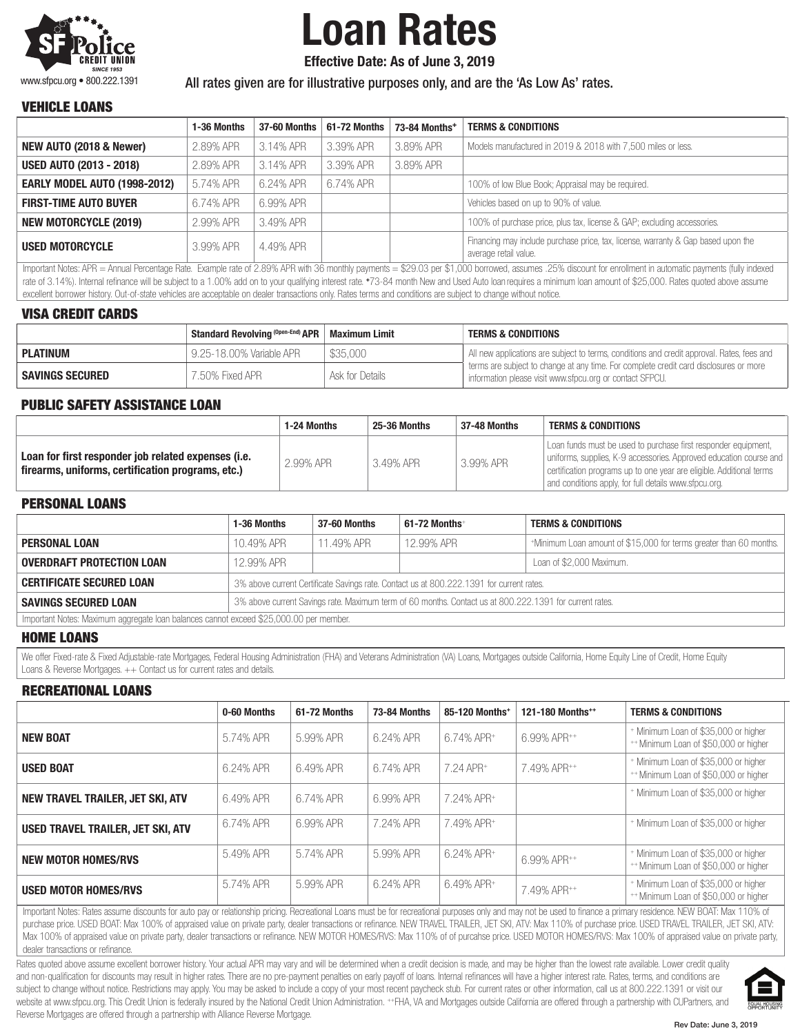SF Police CREDIT UNION SINCE 1953

www.sfpcu.org • 800.222.1391

# Loan Rates

**Effective Date: As of June 3, 2019**

All rates given are for illustrative purposes only, and are the 'As Low As' rates.

## VEHICLE LOANS

| | 1-36 Months | 37-60 Months | 61-72 Months | 73-84 Months+ | TERMS & CONDITIONS |
|---|---|---|---|---|---|
| **NEW AUTO (2018 & Newer)** | 2.89% APR | 3.14% APR | 3.39% APR | 3.89% APR | Models manufactured in 2019 & 2018 with 7,500 miles or less. |
| **USED AUTO (2013 - 2018)** | 2.89% APR | 3.14% APR | 3.39% APR | 3.89% APR | |
| **EARLY MODEL AUTO (1998-2012)** | 5.74% APR | 6.24% APR | 6.74% APR | | 100% of low Blue Book; Appraisal may be required. |
| **FIRST-TIME AUTO BUYER** | 6.74% APR | 6.99% APR | | | Vehicles based on up to 90% of value. |
| **NEW MOTORCYCLE (2019)** | 2.99% APR | 3.49% APR | | | 100% of purchase price, plus tax, license & GAP; excluding accessories. |
| **USED MOTORCYCLE** | 3.99% APR | 4.49% APR | | | Financing may include purchase price, tax, license, warranty & Gap based upon the average retail value. |

Important Notes: APR = Annual Percentage Rate. Example rate of 2.89% APR with 36 monthly payments = $29.03 per $1,000 borrowed, assumes .25% discount for enrollment in automatic payments (fully indexed rate of 3.14%). Internal refinance will be subject to a 1.00% add on to your qualifying interest rate. +73-84 month New and Used Auto loan requires a minimum loan amount of $25,000. Rates quoted above assume excellent borrower history. Out-of-state vehicles are acceptable on dealer transactions only. Rates terms and conditions are subject to change without notice.

## VISA CREDIT CARDS

| | Standard Revolving (Open-End) APR | Maximum Limit | TERMS & CONDITIONS |
|---|---|---|---|
| **PLATINUM** | 9.25-18.00% Variable APR | $35,000 | All new applications are subject to terms, conditions and credit approval. Rates, fees and terms are subject to change at any time. For complete credit card disclosures or more information please visit www.sfpcu.org or contact SFPCU. |
| **SAVINGS SECURED** | 7.50% Fixed APR | Ask for Details | |

## PUBLIC SAFETY ASSISTANCE LOAN

| | 1-24 Months | 25-36 Months | 37-48 Months | TERMS & CONDITIONS |
|---|---|---|---|---|
| **Loan for first responder job related expenses (i.e. firearms, uniforms, certification programs, etc.)** | 2.99% APR | 3.49% APR | 3.99% APR | Loan funds must be used to purchase first responder equipment, uniforms, supplies, K-9 accessories. Approved education course and certification programs up to one year are eligible. Additional terms and conditions apply, for full details www.sfpcu.org. |

## PERSONAL LOANS

| | 1-36 Months | 37-60 Months | 61-72 Months+ | TERMS & CONDITIONS |
|---|---|---|---|---|
| **PERSONAL LOAN** | 10.49% APR | 11.49% APR | 12.99% APR | +Minimum Loan amount of $15,000 for terms greater than 60 months. |
| **OVERDRAFT PROTECTION LOAN** | 12.99% APR | | | Loan of $2,000 Maximum. |
| **CERTIFICATE SECURED LOAN** | 3% above current Certificate Savings rate. Contact us at 800.222.1391 for current rates. | | | |
| **SAVINGS SECURED LOAN** | 3% above current Savings rate. Maximum term of 60 months. Contact us at 800.222.1391 for current rates. | | | |

Important Notes: Maximum aggregate loan balances cannot exceed $25,000.00 per member.

## HOME LOANS

We offer Fixed-rate & Fixed Adjustable-rate Mortgages, Federal Housing Administration (FHA) and Veterans Administration (VA) Loans, Mortgages outside California, Home Equity Line of Credit, Home Equity Loans & Reverse Mortgages. ++ Contact us for current rates and details.

## RECREATIONAL LOANS

| | 0-60 Months | 61-72 Months | 73-84 Months | 85-120 Months+ | 121-180 Months++ | TERMS & CONDITIONS |
|---|---|---|---|---|---|---|
| **NEW BOAT** | 5.74% APR | 5.99% APR | 6.24% APR | 6.74% APR+ | 6.99% APR++ | + Minimum Loan of $35,000 or higher ++ Minimum Loan of $50,000 or higher |
| **USED BOAT** | 6.24% APR | 6.49% APR | 6.74% APR | 7.24 APR+ | 7.49% APR++ | + Minimum Loan of $35,000 or higher ++ Minimum Loan of $50,000 or higher |
| **NEW TRAVEL TRAILER, JET SKI, ATV** | 6.49% APR | 6.74% APR | 6.99% APR | 7.24% APR+ | | + Minimum Loan of $35,000 or higher |
| **USED TRAVEL TRAILER, JET SKI, ATV** | 6.74% APR | 6.99% APR | 7.24% APR | 7.49% APR+ | | + Minimum Loan of $35,000 or higher |
| **NEW MOTOR HOMES/RVS** | 5.49% APR | 5.74% APR | 5.99% APR | 6.24% APR+ | 6.99% APR++ | + Minimum Loan of $35,000 or higher ++ Minimum Loan of $50,000 or higher |
| **USED MOTOR HOMES/RVS** | 5.74% APR | 5.99% APR | 6.24% APR | 6.49% APR+ | 7.49% APR++ | + Minimum Loan of $35,000 or higher ++ Minimum Loan of $50,000 or higher |

Important Notes: Rates assume discounts for auto pay or relationship pricing. Recreational Loans must be for recreational purposes only and may not be used to finance a primary residence. NEW BOAT: Max 110% of purchase price. USED BOAT: Max 100% of appraised value on private party, dealer transactions or refinance. NEW TRAVEL TRAILER, JET SKI, ATV: Max 110% of purchase price. USED TRAVEL TRAILER, JET SKI, ATV: Max 100% of appraised value on private party, dealer transactions or refinance. NEW MOTOR HOMES/RVS: Max 110% of of purcahse price. USED MOTOR HOMES/RVS: Max 100% of appraised value on private party, dealer transactions or refinance.

Rates quoted above assume excellent borrower history. Your actual APR may vary and will be determined when a credit decision is made, and may be higher than the lowest rate available. Lower credit quality and non-qualification for discounts may result in higher rates. There are no pre-payment penalties on early payoff of loans. Internal refinances will have a higher interest rate. Rates, terms, and conditions are subject to change without notice. Restrictions may apply. You may be asked to include a copy of your most recent paycheck stub. For current rates or other information, call us at 800.222.1391 or visit our website at www.sfpcu.org. This Credit Union is federally insured by the National Credit Union Administration. ++FHA, VA and Mortgages outside California are offered through a partnership with CUPartners, and Reverse Mortgages are offered through a partnership with Alliance Reverse Mortgage.

EQUAL HOUSING OPPORTUNITY

Rev Date: June 3, 2019